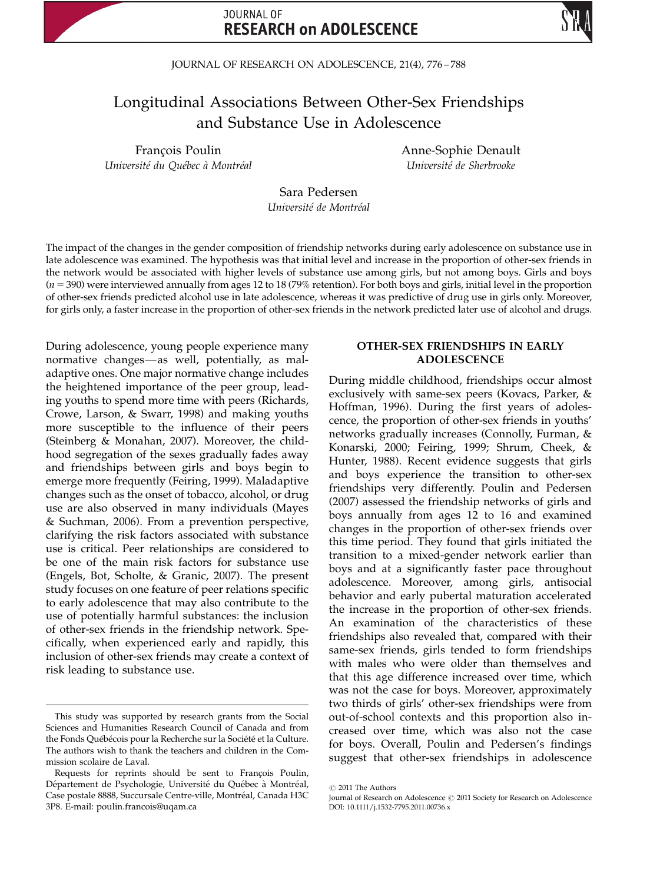# Longitudinal Associations Between Other-Sex Friendships and Substance Use in Adolescence

François Poulin
*Université du Québec à Montréal*

Anne-Sophie Denault
*Université de Sherbrooke*

Sara Pedersen
*Université de Montréal*

The impact of the changes in the gender composition of friendship networks during early adolescence on substance use in late adolescence was examined. The hypothesis was that initial level and increase in the proportion of other-sex friends in the network would be associated with higher levels of substance use among girls, but not among boys. Girls and boys ($n = 390$) were interviewed annually from ages 12 to 18 (79% retention). For both boys and girls, initial level in the proportion of other-sex friends predicted alcohol use in late adolescence, whereas it was predictive of drug use in girls only. Moreover, for girls only, a faster increase in the proportion of other-sex friends in the network predicted later use of alcohol and drugs.

During adolescence, young people experience many normative changes—as well, potentially, as maladaptive ones. One major normative change includes the heightened importance of the peer group, leading youths to spend more time with peers (Richards, Crowe, Larson, & Swarr, 1998) and making youths more susceptible to the influence of their peers (Steinberg & Monahan, 2007). Moreover, the childhood segregation of the sexes gradually fades away and friendships between girls and boys begin to emerge more frequently (Feiring, 1999). Maladaptive changes such as the onset of tobacco, alcohol, or drug use are also observed in many individuals (Mayes & Suchman, 2006). From a prevention perspective, clarifying the risk factors associated with substance use is critical. Peer relationships are considered to be one of the main risk factors for substance use (Engels, Bot, Scholte, & Granic, 2007). The present study focuses on one feature of peer relations specific to early adolescence that may also contribute to the use of potentially harmful substances: the inclusion of other-sex friends in the friendship network. Specifically, when experienced early and rapidly, this inclusion of other-sex friends may create a context of risk leading to substance use.

## OTHER-SEX FRIENDSHIPS IN EARLY ADOLESCENCE

During middle childhood, friendships occur almost exclusively with same-sex peers (Kovacs, Parker, & Hoffman, 1996). During the first years of adolescence, the proportion of other-sex friends in youths' networks gradually increases (Connolly, Furman, & Konarski, 2000; Feiring, 1999; Shrum, Cheek, & Hunter, 1988). Recent evidence suggests that girls and boys experience the transition to other-sex friendships very differently. Poulin and Pedersen (2007) assessed the friendship networks of girls and boys annually from ages 12 to 16 and examined changes in the proportion of other-sex friends over this time period. They found that girls initiated the transition to a mixed-gender network earlier than boys and at a significantly faster pace throughout adolescence. Moreover, among girls, antisocial behavior and early pubertal maturation accelerated the increase in the proportion of other-sex friends. An examination of the characteristics of these friendships also revealed that, compared with their same-sex friends, girls tended to form friendships with males who were older than themselves and that this age difference increased over time, which was not the case for boys. Moreover, approximately two thirds of girls' other-sex friendships were from out-of-school contexts and this proportion also increased over time, which was also not the case for boys. Overall, Poulin and Pedersen's findings suggest that other-sex friendships in adolescence

---

This study was supported by research grants from the Social Sciences and Humanities Research Council of Canada and from the Fonds Québécois pour la Recherche sur la Société et la Culture. The authors wish to thank the teachers and children in the Commission scolaire de Laval.

Requests for reprints should be sent to François Poulin, Département de Psychologie, Université du Québec à Montréal, Case postale 8888, Succursale Centre-ville, Montréal, Canada H3C 3P8. E-mail: poulin.francois@uqam.ca

© 2011 The Authors
Journal of Research on Adolescence © 2011 Society for Research on Adolescence
DOI: 10.1111/j.1532-7795.2011.00736.x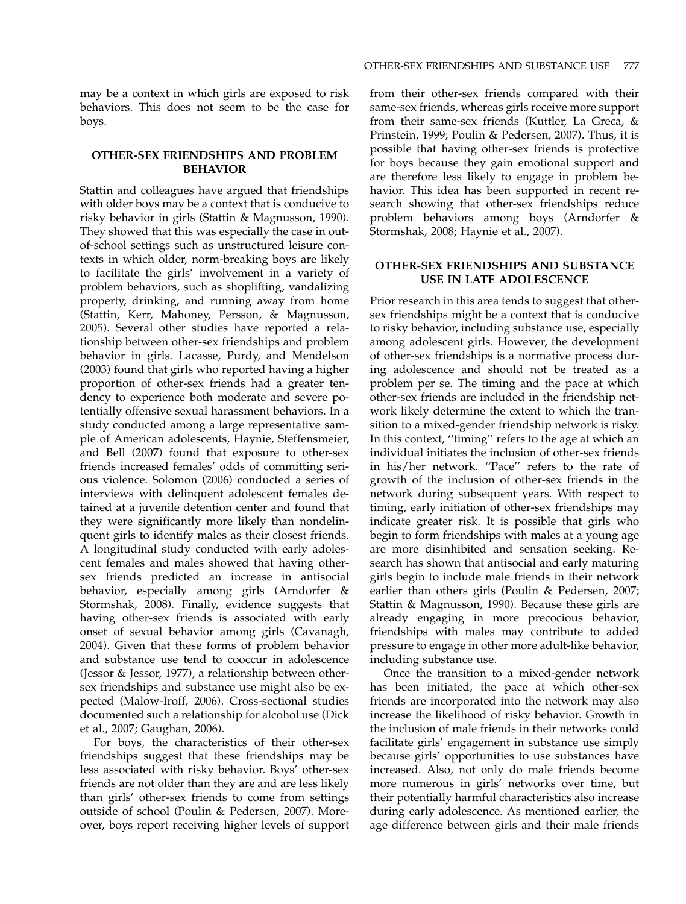may be a context in which girls are exposed to risk behaviors. This does not seem to be the case for boys.

## OTHER-SEX FRIENDSHIPS AND PROBLEM BEHAVIOR

Stattin and colleagues have argued that friendships with older boys may be a context that is conducive to risky behavior in girls (Stattin & Magnusson, 1990). They showed that this was especially the case in out-of-school settings such as unstructured leisure contexts in which older, norm-breaking boys are likely to facilitate the girls' involvement in a variety of problem behaviors, such as shoplifting, vandalizing property, drinking, and running away from home (Stattin, Kerr, Mahoney, Persson, & Magnusson, 2005). Several other studies have reported a relationship between other-sex friendships and problem behavior in girls. Lacasse, Purdy, and Mendelson (2003) found that girls who reported having a higher proportion of other-sex friends had a greater tendency to experience both moderate and severe potentially offensive sexual harassment behaviors. In a study conducted among a large representative sample of American adolescents, Haynie, Steffensmeier, and Bell (2007) found that exposure to other-sex friends increased females' odds of committing serious violence. Solomon (2006) conducted a series of interviews with delinquent adolescent females detained at a juvenile detention center and found that they were significantly more likely than nondelinquent girls to identify males as their closest friends. A longitudinal study conducted with early adolescent females and males showed that having other-sex friends predicted an increase in antisocial behavior, especially among girls (Arndorfer & Stormshak, 2008). Finally, evidence suggests that having other-sex friends is associated with early onset of sexual behavior among girls (Cavanagh, 2004). Given that these forms of problem behavior and substance use tend to cooccur in adolescence (Jessor & Jessor, 1977), a relationship between other-sex friendships and substance use might also be expected (Malow-Iroff, 2006). Cross-sectional studies documented such a relationship for alcohol use (Dick et al., 2007; Gaughan, 2006).

For boys, the characteristics of their other-sex friendships suggest that these friendships may be less associated with risky behavior. Boys' other-sex friends are not older than they are and are less likely than girls' other-sex friends to come from settings outside of school (Poulin & Pedersen, 2007). Moreover, boys report receiving higher levels of support from their other-sex friends compared with their same-sex friends, whereas girls receive more support from their same-sex friends (Kuttler, La Greca, & Prinstein, 1999; Poulin & Pedersen, 2007). Thus, it is possible that having other-sex friends is protective for boys because they gain emotional support and are therefore less likely to engage in problem behavior. This idea has been supported in recent research showing that other-sex friendships reduce problem behaviors among boys (Arndorfer & Stormshak, 2008; Haynie et al., 2007).

## OTHER-SEX FRIENDSHIPS AND SUBSTANCE USE IN LATE ADOLESCENCE

Prior research in this area tends to suggest that other-sex friendships might be a context that is conducive to risky behavior, including substance use, especially among adolescent girls. However, the development of other-sex friendships is a normative process during adolescence and should not be treated as a problem per se. The timing and the pace at which other-sex friends are included in the friendship network likely determine the extent to which the transition to a mixed-gender friendship network is risky. In this context, ''timing'' refers to the age at which an individual initiates the inclusion of other-sex friends in his/her network. ''Pace'' refers to the rate of growth of the inclusion of other-sex friends in the network during subsequent years. With respect to timing, early initiation of other-sex friendships may indicate greater risk. It is possible that girls who begin to form friendships with males at a young age are more disinhibited and sensation seeking. Research has shown that antisocial and early maturing girls begin to include male friends in their network earlier than others girls (Poulin & Pedersen, 2007; Stattin & Magnusson, 1990). Because these girls are already engaging in more precocious behavior, friendships with males may contribute to added pressure to engage in other more adult-like behavior, including substance use.

Once the transition to a mixed-gender network has been initiated, the pace at which other-sex friends are incorporated into the network may also increase the likelihood of risky behavior. Growth in the inclusion of male friends in their networks could facilitate girls' engagement in substance use simply because girls' opportunities to use substances have increased. Also, not only do male friends become more numerous in girls' networks over time, but their potentially harmful characteristics also increase during early adolescence. As mentioned earlier, the age difference between girls and their male friends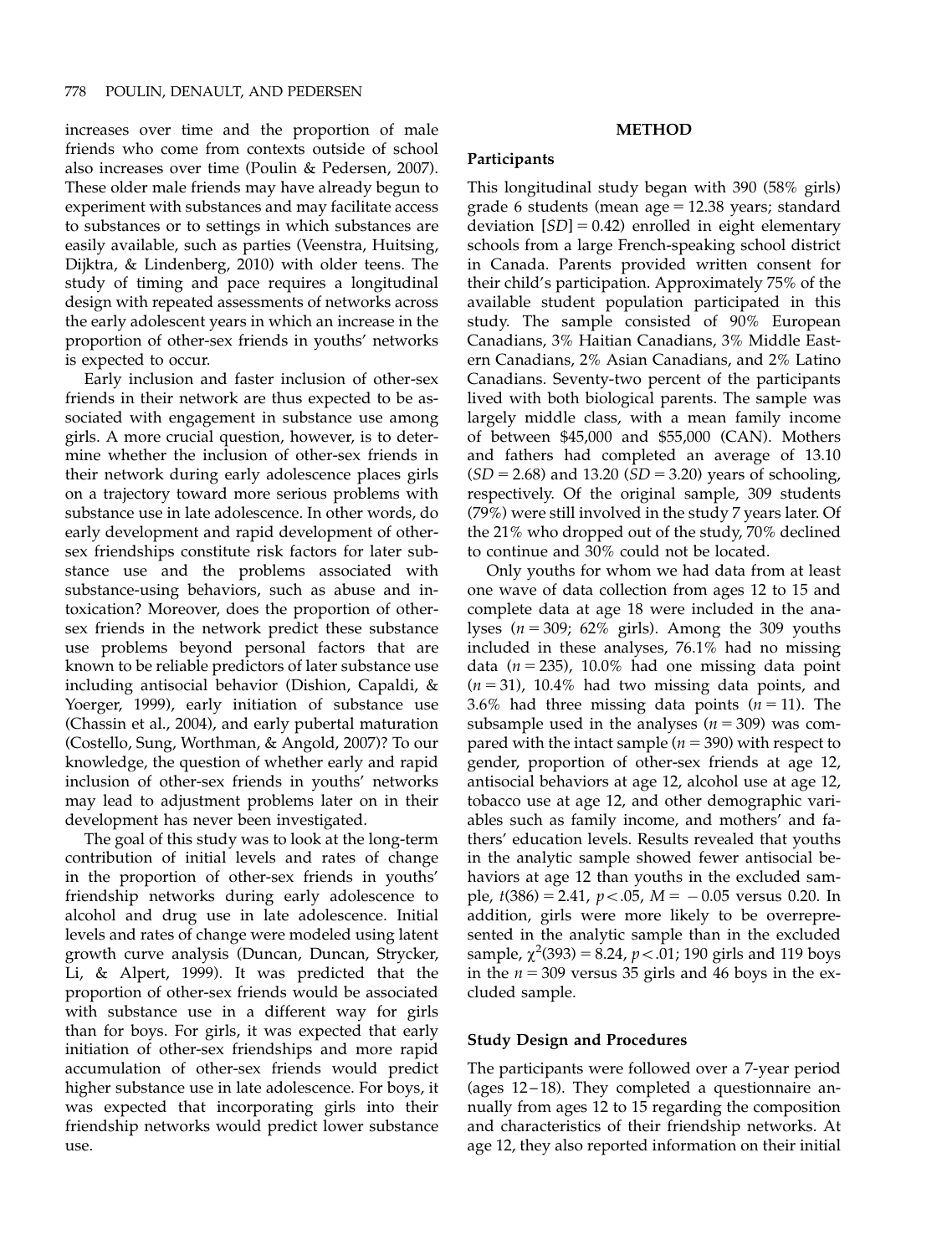increases over time and the proportion of male friends who come from contexts outside of school also increases over time (Poulin & Pedersen, 2007). These older male friends may have already begun to experiment with substances and may facilitate access to substances or to settings in which substances are easily available, such as parties (Veenstra, Huitsing, Dijktra, & Lindenberg, 2010) with older teens. The study of timing and pace requires a longitudinal design with repeated assessments of networks across the early adolescent years in which an increase in the proportion of other-sex friends in youths' networks is expected to occur.

Early inclusion and faster inclusion of other-sex friends in their network are thus expected to be associated with engagement in substance use among girls. A more crucial question, however, is to determine whether the inclusion of other-sex friends in their network during early adolescence places girls on a trajectory toward more serious problems with substance use in late adolescence. In other words, do early development and rapid development of other-sex friendships constitute risk factors for later substance use and the problems associated with substance-using behaviors, such as abuse and intoxication? Moreover, does the proportion of other-sex friends in the network predict these substance use problems beyond personal factors that are known to be reliable predictors of later substance use including antisocial behavior (Dishion, Capaldi, & Yoerger, 1999), early initiation of substance use (Chassin et al., 2004), and early pubertal maturation (Costello, Sung, Worthman, & Angold, 2007)? To our knowledge, the question of whether early and rapid inclusion of other-sex friends in youths' networks may lead to adjustment problems later on in their development has never been investigated.

The goal of this study was to look at the long-term contribution of initial levels and rates of change in the proportion of other-sex friends in youths' friendship networks during early adolescence to alcohol and drug use in late adolescence. Initial levels and rates of change were modeled using latent growth curve analysis (Duncan, Duncan, Strycker, Li, & Alpert, 1999). It was predicted that the proportion of other-sex friends would be associated with substance use in a different way for girls than for boys. For girls, it was expected that early initiation of other-sex friendships and more rapid accumulation of other-sex friends would predict higher substance use in late adolescence. For boys, it was expected that incorporating girls into their friendship networks would predict lower substance use.

## METHOD

### Participants

This longitudinal study began with 390 (58% girls) grade 6 students (mean age = 12.38 years; standard deviation [*SD*] = 0.42) enrolled in eight elementary schools from a large French-speaking school district in Canada. Parents provided written consent for their child's participation. Approximately 75% of the available student population participated in this study. The sample consisted of 90% European Canadians, 3% Haitian Canadians, 3% Middle Eastern Canadians, 2% Asian Canadians, and 2% Latino Canadians. Seventy-two percent of the participants lived with both biological parents. The sample was largely middle class, with a mean family income of between \$45,000 and \$55,000 (CAN). Mothers and fathers had completed an average of 13.10 (*SD* = 2.68) and 13.20 (*SD* = 3.20) years of schooling, respectively. Of the original sample, 309 students (79%) were still involved in the study 7 years later. Of the 21% who dropped out of the study, 70% declined to continue and 30% could not be located.

Only youths for whom we had data from at least one wave of data collection from ages 12 to 15 and complete data at age 18 were included in the analyses ($n = 309$; 62% girls). Among the 309 youths included in these analyses, 76.1% had no missing data ($n = 235$), 10.0% had one missing data point ($n = 31$), 10.4% had two missing data points, and 3.6% had three missing data points ($n = 11$). The subsample used in the analyses ($n = 309$) was compared with the intact sample ($n = 390$) with respect to gender, proportion of other-sex friends at age 12, antisocial behaviors at age 12, alcohol use at age 12, tobacco use at age 12, and other demographic variables such as family income, and mothers' and fathers' education levels. Results revealed that youths in the analytic sample showed fewer antisocial behaviors at age 12 than youths in the excluded sample, $t(386) = 2.41$, $p < .05$, $M = -0.05$ versus 0.20. In addition, girls were more likely to be overrepresented in the analytic sample than in the excluded sample, $\chi^2(393) = 8.24$, $p < .01$; 190 girls and 119 boys in the $n = 309$ versus 35 girls and 46 boys in the excluded sample.

### Study Design and Procedures

The participants were followed over a 7-year period (ages 12–18). They completed a questionnaire annually from ages 12 to 15 regarding the composition and characteristics of their friendship networks. At age 12, they also reported information on their initial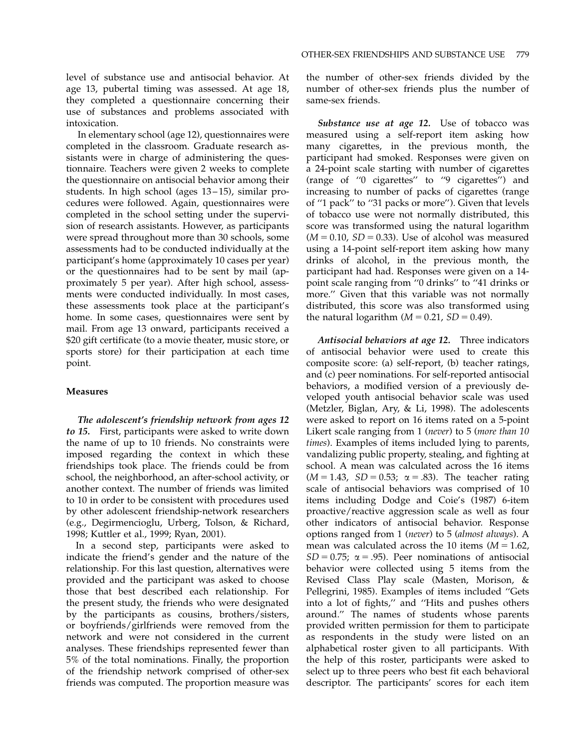level of substance use and antisocial behavior. At age 13, pubertal timing was assessed. At age 18, they completed a questionnaire concerning their use of substances and problems associated with intoxication.

In elementary school (age 12), questionnaires were completed in the classroom. Graduate research assistants were in charge of administering the questionnaire. Teachers were given 2 weeks to complete the questionnaire on antisocial behavior among their students. In high school (ages 13–15), similar procedures were followed. Again, questionnaires were completed in the school setting under the supervision of research assistants. However, as participants were spread throughout more than 30 schools, some assessments had to be conducted individually at the participant's home (approximately 10 cases per year) or the questionnaires had to be sent by mail (approximately 5 per year). After high school, assessments were conducted individually. In most cases, these assessments took place at the participant's home. In some cases, questionnaires were sent by mail. From age 13 onward, participants received a $20 gift certificate (to a movie theater, music store, or sports store) for their participation at each time point.

### Measures

***The adolescent's friendship network from ages 12 to 15.*** First, participants were asked to write down the name of up to 10 friends. No constraints were imposed regarding the context in which these friendships took place. The friends could be from school, the neighborhood, an after-school activity, or another context. The number of friends was limited to 10 in order to be consistent with procedures used by other adolescent friendship-network researchers (e.g., Degirmencioglu, Urberg, Tolson, & Richard, 1998; Kuttler et al., 1999; Ryan, 2001).

In a second step, participants were asked to indicate the friend's gender and the nature of the relationship. For this last question, alternatives were provided and the participant was asked to choose those that best described each relationship. For the present study, the friends who were designated by the participants as cousins, brothers/sisters, or boyfriends/girlfriends were removed from the network and were not considered in the current analyses. These friendships represented fewer than 5% of the total nominations. Finally, the proportion of the friendship network comprised of other-sex friends was computed. The proportion measure was the number of other-sex friends divided by the number of other-sex friends plus the number of same-sex friends.

***Substance use at age 12.*** Use of tobacco was measured using a self-report item asking how many cigarettes, in the previous month, the participant had smoked. Responses were given on a 24-point scale starting with number of cigarettes (range of "0 cigarettes" to "9 cigarettes") and increasing to number of packs of cigarettes (range of "1 pack" to "31 packs or more"). Given that levels of tobacco use were not normally distributed, this score was transformed using the natural logarithm ($M = 0.10$, $SD = 0.33$). Use of alcohol was measured using a 14-point self-report item asking how many drinks of alcohol, in the previous month, the participant had had. Responses were given on a 14-point scale ranging from "0 drinks" to "41 drinks or more." Given that this variable was not normally distributed, this score was also transformed using the natural logarithm ($M = 0.21$, $SD = 0.49$).

***Antisocial behaviors at age 12.*** Three indicators of antisocial behavior were used to create this composite score: (a) self-report, (b) teacher ratings, and (c) peer nominations. For self-reported antisocial behaviors, a modified version of a previously developed youth antisocial behavior scale was used (Metzler, Biglan, Ary, & Li, 1998). The adolescents were asked to report on 16 items rated on a 5-point Likert scale ranging from 1 (*never*) to 5 (*more than 10 times*). Examples of items included lying to parents, vandalizing public property, stealing, and fighting at school. A mean was calculated across the 16 items ($M = 1.43$, $SD = 0.53$; $\alpha = .83$). The teacher rating scale of antisocial behaviors was comprised of 10 items including Dodge and Coie's (1987) 6-item proactive/reactive aggression scale as well as four other indicators of antisocial behavior. Response options ranged from 1 (*never*) to 5 (*almost always*). A mean was calculated across the 10 items ($M = 1.62$, $SD = 0.75$; $\alpha = .95$). Peer nominations of antisocial behavior were collected using 5 items from the Revised Class Play scale (Masten, Morison, & Pellegrini, 1985). Examples of items included "Gets into a lot of fights," and "Hits and pushes others around." The names of students whose parents provided written permission for them to participate as respondents in the study were listed on an alphabetical roster given to all participants. With the help of this roster, participants were asked to select up to three peers who best fit each behavioral descriptor. The participants' scores for each item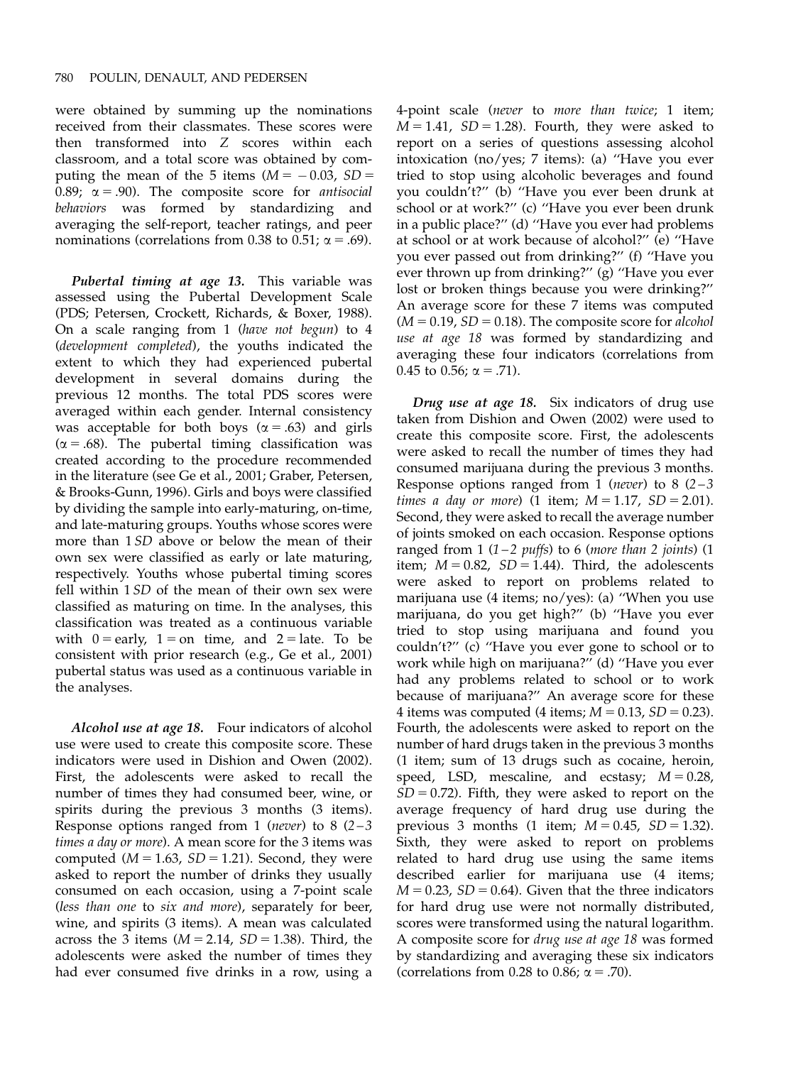were obtained by summing up the nominations received from their classmates. These scores were then transformed into Z scores within each classroom, and a total score was obtained by computing the mean of the 5 items ($M = -0.03$, $SD = 0.89$; $\alpha = .90$). The composite score for *antisocial behaviors* was formed by standardizing and averaging the self-report, teacher ratings, and peer nominations (correlations from 0.38 to 0.51; $\alpha = .69$).

***Pubertal timing at age 13.*** This variable was assessed using the Pubertal Development Scale (PDS; Petersen, Crockett, Richards, & Boxer, 1988). On a scale ranging from 1 (*have not begun*) to 4 (*development completed*), the youths indicated the extent to which they had experienced pubertal development in several domains during the previous 12 months. The total PDS scores were averaged within each gender. Internal consistency was acceptable for both boys ($\alpha = .63$) and girls ($\alpha = .68$). The pubertal timing classification was created according to the procedure recommended in the literature (see Ge et al., 2001; Graber, Petersen, & Brooks-Gunn, 1996). Girls and boys were classified by dividing the sample into early-maturing, on-time, and late-maturing groups. Youths whose scores were more than 1 *SD* above or below the mean of their own sex were classified as early or late maturing, respectively. Youths whose pubertal timing scores fell within 1 *SD* of the mean of their own sex were classified as maturing on time. In the analyses, this classification was treated as a continuous variable with 0 = early, 1 = on time, and 2 = late. To be consistent with prior research (e.g., Ge et al., 2001) pubertal status was used as a continuous variable in the analyses.

***Alcohol use at age 18.*** Four indicators of alcohol use were used to create this composite score. These indicators were used in Dishion and Owen (2002). First, the adolescents were asked to recall the number of times they had consumed beer, wine, or spirits during the previous 3 months (3 items). Response options ranged from 1 (*never*) to 8 (*2–3 times a day or more*). A mean score for the 3 items was computed ($M = 1.63$, $SD = 1.21$). Second, they were asked to report the number of drinks they usually consumed on each occasion, using a 7-point scale (*less than one* to *six and more*), separately for beer, wine, and spirits (3 items). A mean was calculated across the 3 items ($M = 2.14$, $SD = 1.38$). Third, the adolescents were asked the number of times they had ever consumed five drinks in a row, using a 4-point scale (*never* to *more than twice*; 1 item; $M = 1.41$, $SD = 1.28$). Fourth, they were asked to report on a series of questions assessing alcohol intoxication (no/yes; 7 items): (a) "Have you ever tried to stop using alcoholic beverages and found you couldn't?" (b) "Have you ever been drunk at school or at work?" (c) "Have you ever been drunk in a public place?" (d) "Have you ever had problems at school or at work because of alcohol?" (e) "Have you ever passed out from drinking?" (f) "Have you ever thrown up from drinking?" (g) "Have you ever lost or broken things because you were drinking?" An average score for these 7 items was computed ($M = 0.19$, $SD = 0.18$). The composite score for *alcohol use at age 18* was formed by standardizing and averaging these four indicators (correlations from 0.45 to 0.56; $\alpha = .71$).

***Drug use at age 18.*** Six indicators of drug use taken from Dishion and Owen (2002) were used to create this composite score. First, the adolescents were asked to recall the number of times they had consumed marijuana during the previous 3 months. Response options ranged from 1 (*never*) to 8 (*2–3 times a day or more*) (1 item; $M = 1.17$, $SD = 2.01$). Second, they were asked to recall the average number of joints smoked on each occasion. Response options ranged from 1 (*1–2 puffs*) to 6 (*more than 2 joints*) (1 item; $M = 0.82$, $SD = 1.44$). Third, the adolescents were asked to report on problems related to marijuana use (4 items; no/yes): (a) "When you use marijuana, do you get high?" (b) "Have you ever tried to stop using marijuana and found you couldn't?" (c) "Have you ever gone to school or to work while high on marijuana?" (d) "Have you ever had any problems related to school or to work because of marijuana?" An average score for these 4 items was computed (4 items; $M = 0.13$, $SD = 0.23$). Fourth, the adolescents were asked to report on the number of hard drugs taken in the previous 3 months (1 item; sum of 13 drugs such as cocaine, heroin, speed, LSD, mescaline, and ecstasy; $M = 0.28$, $SD = 0.72$). Fifth, they were asked to report on the average frequency of hard drug use during the previous 3 months (1 item; $M = 0.45$, $SD = 1.32$). Sixth, they were asked to report on problems related to hard drug use using the same items described earlier for marijuana use (4 items; $M = 0.23$, $SD = 0.64$). Given that the three indicators for hard drug use were not normally distributed, scores were transformed using the natural logarithm. A composite score for *drug use at age 18* was formed by standardizing and averaging these six indicators (correlations from 0.28 to 0.86; $\alpha = .70$).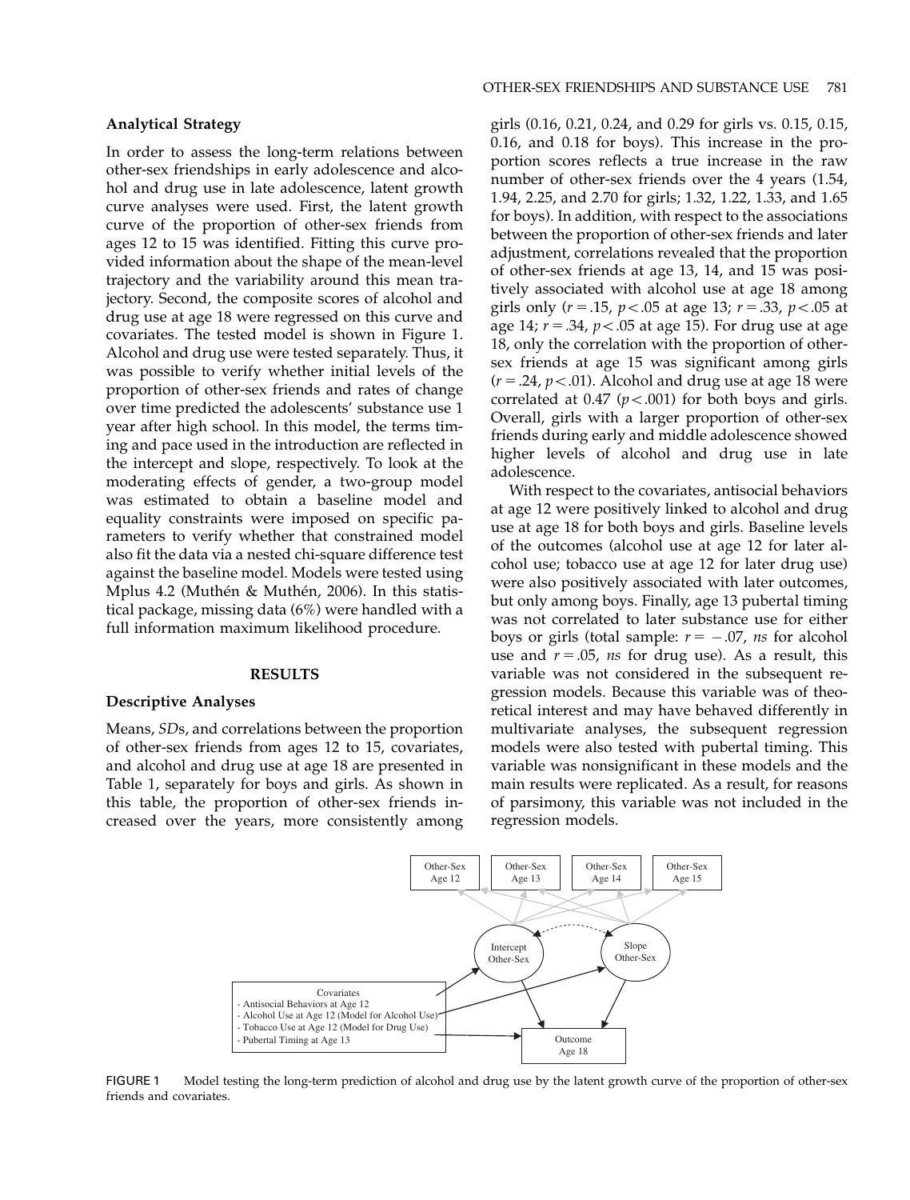### Analytical Strategy

In order to assess the long-term relations between other-sex friendships in early adolescence and alcohol and drug use in late adolescence, latent growth curve analyses were used. First, the latent growth curve of the proportion of other-sex friends from ages 12 to 15 was identified. Fitting this curve provided information about the shape of the mean-level trajectory and the variability around this mean trajectory. Second, the composite scores of alcohol and drug use at age 18 were regressed on this curve and covariates. The tested model is shown in Figure 1. Alcohol and drug use were tested separately. Thus, it was possible to verify whether initial levels of the proportion of other-sex friends and rates of change over time predicted the adolescents' substance use 1 year after high school. In this model, the terms timing and pace used in the introduction are reflected in the intercept and slope, respectively. To look at the moderating effects of gender, a two-group model was estimated to obtain a baseline model and equality constraints were imposed on specific parameters to verify whether that constrained model also fit the data via a nested chi-square difference test against the baseline model. Models were tested using Mplus 4.2 (Muthén & Muthén, 2006). In this statistical package, missing data (6%) were handled with a full information maximum likelihood procedure.

## RESULTS

### Descriptive Analyses

Means, *SD*s, and correlations between the proportion of other-sex friends from ages 12 to 15, covariates, and alcohol and drug use at age 18 are presented in Table 1, separately for boys and girls. As shown in this table, the proportion of other-sex friends increased over the years, more consistently among girls (0.16, 0.21, 0.24, and 0.29 for girls vs. 0.15, 0.15, 0.16, and 0.18 for boys). This increase in the proportion scores reflects a true increase in the raw number of other-sex friends over the 4 years (1.54, 1.94, 2.25, and 2.70 for girls; 1.32, 1.22, 1.33, and 1.65 for boys). In addition, with respect to the associations between the proportion of other-sex friends and later adjustment, correlations revealed that the proportion of other-sex friends at age 13, 14, and 15 was positively associated with alcohol use at age 18 among girls only ($r = .15$, $p < .05$ at age 13; $r = .33$, $p < .05$ at age 14; $r = .34$, $p < .05$ at age 15). For drug use at age 18, only the correlation with the proportion of other-sex friends at age 15 was significant among girls ($r = .24$, $p < .01$). Alcohol and drug use at age 18 were correlated at 0.47 ($p < .001$) for both boys and girls. Overall, girls with a larger proportion of other-sex friends during early and middle adolescence showed higher levels of alcohol and drug use in late adolescence.

With respect to the covariates, antisocial behaviors at age 12 were positively linked to alcohol and drug use at age 18 for both boys and girls. Baseline levels of the outcomes (alcohol use at age 12 for later alcohol use; tobacco use at age 12 for later drug use) were also positively associated with later outcomes, but only among boys. Finally, age 13 pubertal timing was not correlated to later substance use for either boys or girls (total sample: $r = -.07$, *ns* for alcohol use and $r = .05$, *ns* for drug use). As a result, this variable was not considered in the subsequent regression models. Because this variable was of theoretical interest and may have behaved differently in multivariate analyses, the subsequent regression models were also tested with pubertal timing. This variable was nonsignificant in these models and the main results were replicated. As a result, for reasons of parsimony, this variable was not included in the regression models.

Other-Sex Age 12 | Other-Sex Age 13 | Other-Sex Age 14 | Other-Sex Age 15

Intercept Other-Sex | Slope Other-Sex

Covariates
- Antisocial Behaviors at Age 12
- Alcohol Use at Age 12 (Model for Alcohol Use)
- Tobacco Use at Age 12 (Model for Drug Use)
- Pubertal Timing at Age 13

Outcome Age 18

FIGURE 1 Model testing the long-term prediction of alcohol and drug use by the latent growth curve of the proportion of other-sex friends and covariates.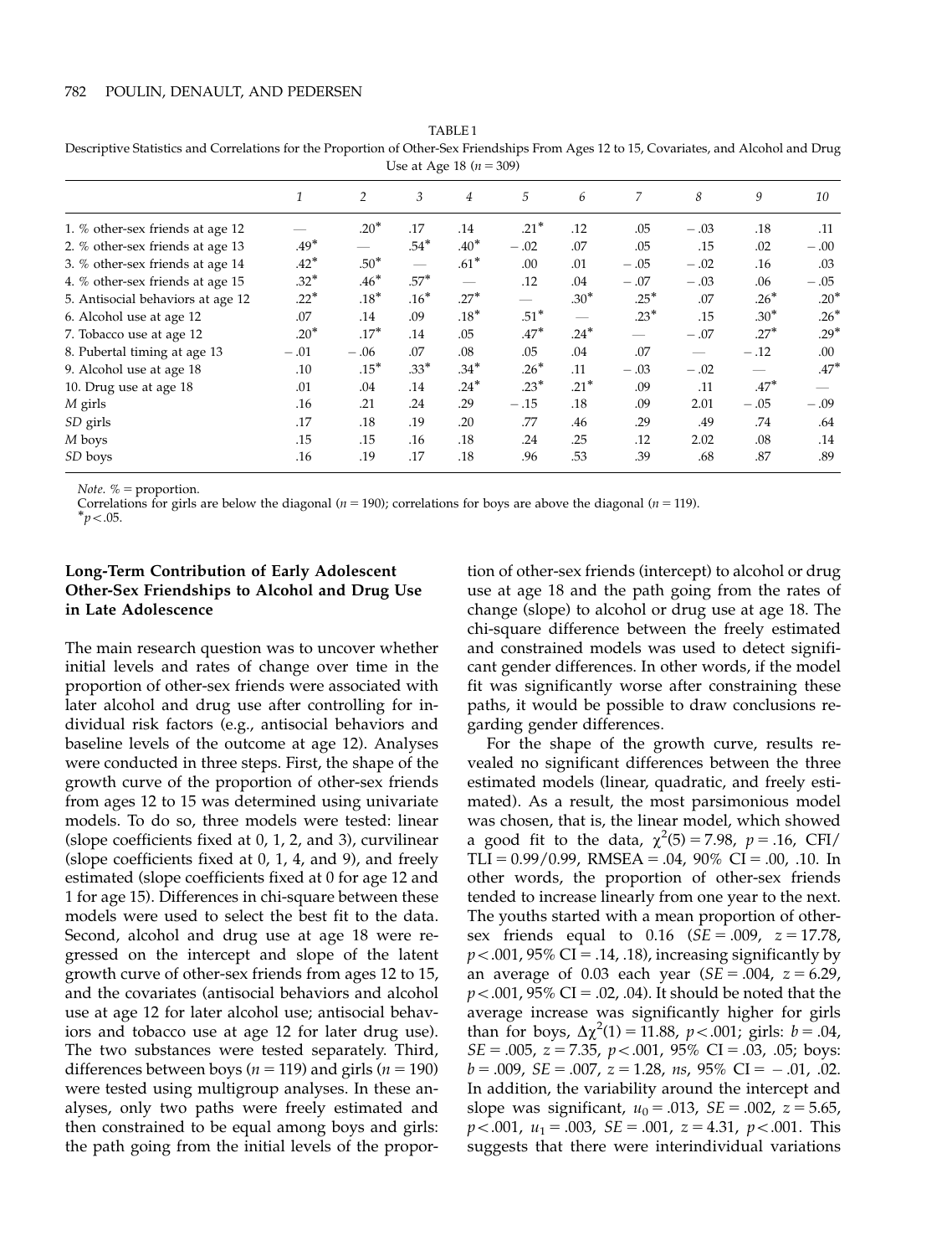TABLE 1
Descriptive Statistics and Correlations for the Proportion of Other-Sex Friendships From Ages 12 to 15, Covariates, and Alcohol and Drug Use at Age 18 ($n = 309$)

| | *1* | *2* | *3* | *4* | *5* | *6* | *7* | *8* | *9* | *10* |
|---|---|---|---|---|---|---|---|---|---|---|
| 1. % other-sex friends at age 12 | — | .20* | .17 | .14 | .21* | .12 | .05 | − .03 | .18 | .11 |
| 2. % other-sex friends at age 13 | .49* | — | .54* | .40* | − .02 | .07 | .05 | .15 | .02 | − .00 |
| 3. % other-sex friends at age 14 | .42* | .50* | — | .61* | .00 | .01 | − .05 | − .02 | .16 | .03 |
| 4. % other-sex friends at age 15 | .32* | .46* | .57* | — | .12 | .04 | − .07 | − .03 | .06 | − .05 |
| 5. Antisocial behaviors at age 12 | .22* | .18* | .16* | .27* | — | .30* | .25* | .07 | .26* | .20* |
| 6. Alcohol use at age 12 | .07 | .14 | .09 | .18* | .51* | — | .23* | .15 | .30* | .26* |
| 7. Tobacco use at age 12 | .20* | .17* | .14 | .05 | .47* | .24* | — | − .07 | .27* | .29* |
| 8. Pubertal timing at age 13 | − .01 | − .06 | .07 | .08 | .05 | .04 | .07 | — | − .12 | .00 |
| 9. Alcohol use at age 18 | .10 | .15* | .33* | .34* | .26* | .11 | − .03 | − .02 | — | .47* |
| 10. Drug use at age 18 | .01 | .04 | .14 | .24* | .23* | .21* | .09 | .11 | .47* | — |
| *M* girls | .16 | .21 | .24 | .29 | − .15 | .18 | .09 | 2.01 | − .05 | − .09 |
| *SD* girls | .17 | .18 | .19 | .20 | .77 | .46 | .29 | .49 | .74 | .64 |
| *M* boys | .15 | .15 | .16 | .18 | .24 | .25 | .12 | 2.02 | .08 | .14 |
| *SD* boys | .16 | .19 | .17 | .18 | .96 | .53 | .39 | .68 | .87 | .89 |

*Note.* % = proportion.
Correlations for girls are below the diagonal ($n = 190$); correlations for boys are above the diagonal ($n = 119$).
*$p < .05$.

### Long-Term Contribution of Early Adolescent Other-Sex Friendships to Alcohol and Drug Use in Late Adolescence

The main research question was to uncover whether initial levels and rates of change over time in the proportion of other-sex friends were associated with later alcohol and drug use after controlling for individual risk factors (e.g., antisocial behaviors and baseline levels of the outcome at age 12). Analyses were conducted in three steps. First, the shape of the growth curve of the proportion of other-sex friends from ages 12 to 15 was determined using univariate models. To do so, three models were tested: linear (slope coefficients fixed at 0, 1, 2, and 3), curvilinear (slope coefficients fixed at 0, 1, 4, and 9), and freely estimated (slope coefficients fixed at 0 for age 12 and 1 for age 15). Differences in chi-square between these models were used to select the best fit to the data. Second, alcohol and drug use at age 18 were regressed on the intercept and slope of the latent growth curve of other-sex friends from ages 12 to 15, and the covariates (antisocial behaviors and alcohol use at age 12 for later alcohol use; antisocial behaviors and tobacco use at age 12 for later drug use). The two substances were tested separately. Third, differences between boys ($n = 119$) and girls ($n = 190$) were tested using multigroup analyses. In these analyses, only two paths were freely estimated and then constrained to be equal among boys and girls: the path going from the initial levels of the proportion of other-sex friends (intercept) to alcohol or drug use at age 18 and the path going from the rates of change (slope) to alcohol or drug use at age 18. The chi-square difference between the freely estimated and constrained models was used to detect significant gender differences. In other words, if the model fit was significantly worse after constraining these paths, it would be possible to draw conclusions regarding gender differences.

For the shape of the growth curve, results revealed no significant differences between the three estimated models (linear, quadratic, and freely estimated). As a result, the most parsimonious model was chosen, that is, the linear model, which showed a good fit to the data, $\chi^2(5) = 7.98$, $p = .16$, CFI/TLI = 0.99/0.99, RMSEA = .04, 90% CI = .00, .10. In other words, the proportion of other-sex friends tended to increase linearly from one year to the next. The youths started with a mean proportion of other-sex friends equal to 0.16 ($SE = .009$, $z = 17.78$, $p < .001$, 95% CI = .14, .18), increasing significantly by an average of 0.03 each year ($SE = .004$, $z = 6.29$, $p < .001$, 95% CI = .02, .04). It should be noted that the average increase was significantly higher for girls than for boys, $\Delta\chi^2(1) = 11.88$, $p < .001$; girls: $b = .04$, $SE = .005$, $z = 7.35$, $p < .001$, 95% CI = .03, .05; boys: $b = .009$, $SE = .007$, $z = 1.28$, *ns*, 95% CI = − .01, .02. In addition, the variability around the intercept and slope was significant, $u_0 = .013$, $SE = .002$, $z = 5.65$, $p < .001$, $u_1 = .003$, $SE = .001$, $z = 4.31$, $p < .001$. This suggests that there were interindividual variations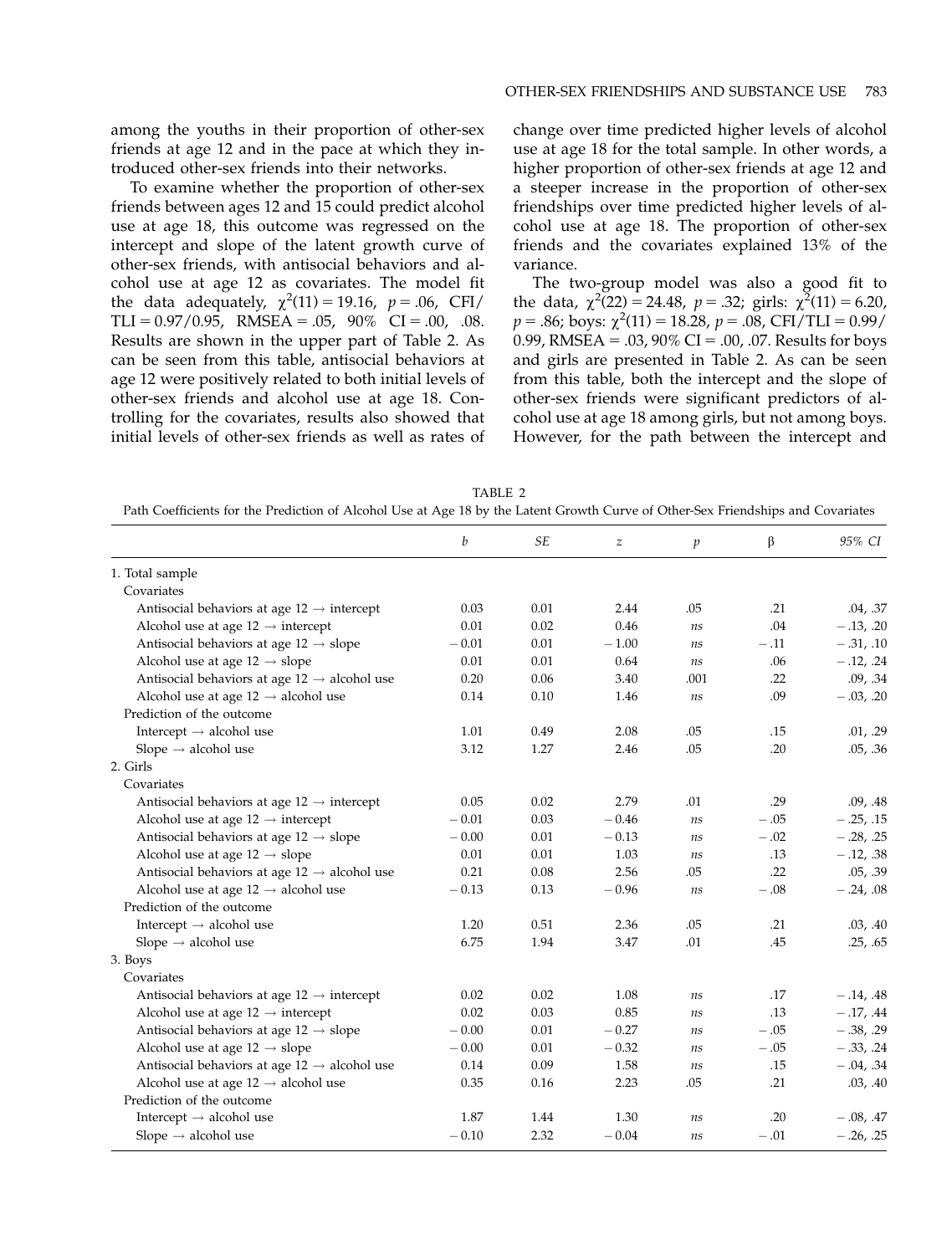among the youths in their proportion of other-sex friends at age 12 and in the pace at which they introduced other-sex friends into their networks.

To examine whether the proportion of other-sex friends between ages 12 and 15 could predict alcohol use at age 18, this outcome was regressed on the intercept and slope of the latent growth curve of other-sex friends, with antisocial behaviors and alcohol use at age 12 as covariates. The model fit the data adequately, $\chi^2(11) = 19.16$, $p = .06$, CFI/TLI = 0.97/0.95, RMSEA = .05, 90% CI = .00, .08. Results are shown in the upper part of Table 2. As can be seen from this table, antisocial behaviors at age 12 were positively related to both initial levels of other-sex friends and alcohol use at age 18. Controlling for the covariates, results also showed that initial levels of other-sex friends as well as rates of change over time predicted higher levels of alcohol use at age 18 for the total sample. In other words, a higher proportion of other-sex friends at age 12 and a steeper increase in the proportion of other-sex friendships over time predicted higher levels of alcohol use at age 18. The proportion of other-sex friends and the covariates explained 13% of the variance.

The two-group model was also a good fit to the data, $\chi^2(22) = 24.48$, $p = .32$; girls: $\chi^2(11) = 6.20$, $p = .86$; boys: $\chi^2(11) = 18.28$, $p = .08$, CFI/TLI = 0.99/0.99, RMSEA = .03, 90% CI = .00, .07. Results for boys and girls are presented in Table 2. As can be seen from this table, both the intercept and the slope of other-sex friends were significant predictors of alcohol use at age 18 among girls, but not among boys. However, for the path between the intercept and

TABLE 2
Path Coefficients for the Prediction of Alcohol Use at Age 18 by the Latent Growth Curve of Other-Sex Friendships and Covariates

| | *b* | *SE* | *z* | *p* | β | *95% CI* |
|---|---|---|---|---|---|---|
| 1. Total sample | | | | | | |
| Covariates | | | | | | |
| Antisocial behaviors at age 12 → intercept | 0.03 | 0.01 | 2.44 | .05 | .21 | .04, .37 |
| Alcohol use at age 12 → intercept | 0.01 | 0.02 | 0.46 | *ns* | .04 | − .13, .20 |
| Antisocial behaviors at age 12 → slope | − 0.01 | 0.01 | − 1.00 | *ns* | − .11 | − .31, .10 |
| Alcohol use at age 12 → slope | 0.01 | 0.01 | 0.64 | *ns* | .06 | − .12, .24 |
| Antisocial behaviors at age 12 → alcohol use | 0.20 | 0.06 | 3.40 | .001 | .22 | .09, .34 |
| Alcohol use at age 12 → alcohol use | 0.14 | 0.10 | 1.46 | *ns* | .09 | − .03, .20 |
| Prediction of the outcome | | | | | | |
| Intercept → alcohol use | 1.01 | 0.49 | 2.08 | .05 | .15 | .01, .29 |
| Slope → alcohol use | 3.12 | 1.27 | 2.46 | .05 | .20 | .05, .36 |
| 2. Girls | | | | | | |
| Covariates | | | | | | |
| Antisocial behaviors at age 12 → intercept | 0.05 | 0.02 | 2.79 | .01 | .29 | .09, .48 |
| Alcohol use at age 12 → intercept | − 0.01 | 0.03 | − 0.46 | *ns* | − .05 | − .25, .15 |
| Antisocial behaviors at age 12 → slope | − 0.00 | 0.01 | − 0.13 | *ns* | − .02 | − .28, .25 |
| Alcohol use at age 12 → slope | 0.01 | 0.01 | 1.03 | *ns* | .13 | − .12, .38 |
| Antisocial behaviors at age 12 → alcohol use | 0.21 | 0.08 | 2.56 | .05 | .22 | .05, .39 |
| Alcohol use at age 12 → alcohol use | − 0.13 | 0.13 | − 0.96 | *ns* | − .08 | − .24, .08 |
| Prediction of the outcome | | | | | | |
| Intercept → alcohol use | 1.20 | 0.51 | 2.36 | .05 | .21 | .03, .40 |
| Slope → alcohol use | 6.75 | 1.94 | 3.47 | .01 | .45 | .25, .65 |
| 3. Boys | | | | | | |
| Covariates | | | | | | |
| Antisocial behaviors at age 12 → intercept | 0.02 | 0.02 | 1.08 | *ns* | .17 | − .14, .48 |
| Alcohol use at age 12 → intercept | 0.02 | 0.03 | 0.85 | *ns* | .13 | − .17, .44 |
| Antisocial behaviors at age 12 → slope | − 0.00 | 0.01 | − 0.27 | *ns* | − .05 | − .38, .29 |
| Alcohol use at age 12 → slope | − 0.00 | 0.01 | − 0.32 | *ns* | − .05 | − .33, .24 |
| Antisocial behaviors at age 12 → alcohol use | 0.14 | 0.09 | 1.58 | *ns* | .15 | − .04, .34 |
| Alcohol use at age 12 → alcohol use | 0.35 | 0.16 | 2.23 | .05 | .21 | .03, .40 |
| Prediction of the outcome | | | | | | |
| Intercept → alcohol use | 1.87 | 1.44 | 1.30 | *ns* | .20 | − .08, .47 |
| Slope → alcohol use | − 0.10 | 2.32 | − 0.04 | *ns* | − .01 | − .26, .25 |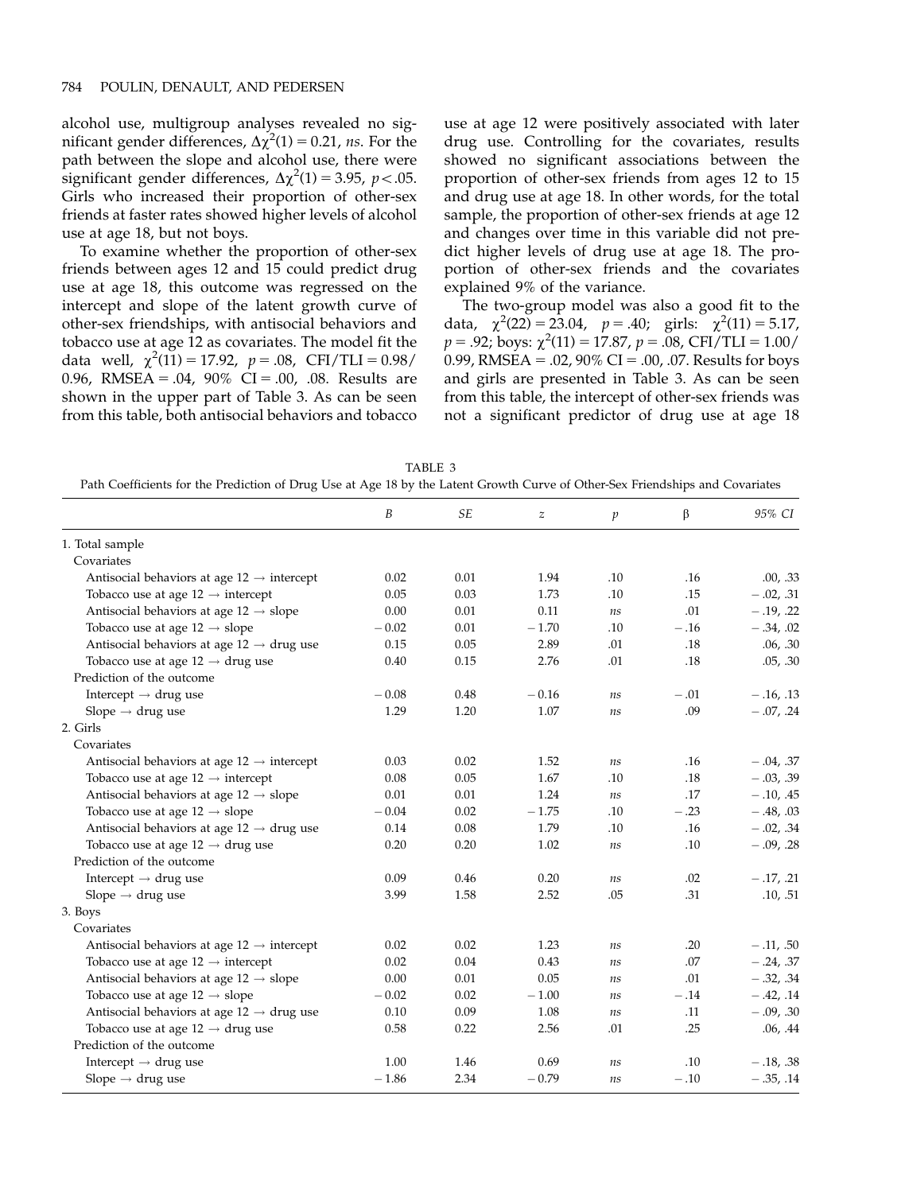alcohol use, multigroup analyses revealed no significant gender differences, $\Delta\chi^2(1) = 0.21$, *ns*. For the path between the slope and alcohol use, there were significant gender differences, $\Delta\chi^2(1) = 3.95$, $p < .05$. Girls who increased their proportion of other-sex friends at faster rates showed higher levels of alcohol use at age 18, but not boys.

To examine whether the proportion of other-sex friends between ages 12 and 15 could predict drug use at age 18, this outcome was regressed on the intercept and slope of the latent growth curve of other-sex friendships, with antisocial behaviors and tobacco use at age 12 as covariates. The model fit the data well, $\chi^2(11) = 17.92$, $p = .08$, CFI/TLI = 0.98/0.96, RMSEA = .04, 90% CI = .00, .08. Results are shown in the upper part of Table 3. As can be seen from this table, both antisocial behaviors and tobacco use at age 12 were positively associated with later drug use. Controlling for the covariates, results showed no significant associations between the proportion of other-sex friends from ages 12 to 15 and drug use at age 18. In other words, for the total sample, the proportion of other-sex friends at age 12 and changes over time in this variable did not predict higher levels of drug use at age 18. The proportion of other-sex friends and the covariates explained 9% of the variance.

The two-group model was also a good fit to the data, $\chi^2(22) = 23.04$, $p = .40$; girls: $\chi^2(11) = 5.17$, $p = .92$; boys: $\chi^2(11) = 17.87$, $p = .08$, CFI/TLI = 1.00/0.99, RMSEA = .02, 90% CI = .00, .07. Results for boys and girls are presented in Table 3. As can be seen from this table, the intercept of other-sex friends was not a significant predictor of drug use at age 18

TABLE 3
Path Coefficients for the Prediction of Drug Use at Age 18 by the Latent Growth Curve of Other-Sex Friendships and Covariates

| | *B* | *SE* | *z* | *p* | β | *95% CI* |
|---|---|---|---|---|---|---|
| 1. Total sample | | | | | | |
| Covariates | | | | | | |
| Antisocial behaviors at age 12 → intercept | 0.02 | 0.01 | 1.94 | .10 | .16 | .00, .33 |
| Tobacco use at age 12 → intercept | 0.05 | 0.03 | 1.73 | .10 | .15 | − .02, .31 |
| Antisocial behaviors at age 12 → slope | 0.00 | 0.01 | 0.11 | *ns* | .01 | − .19, .22 |
| Tobacco use at age 12 → slope | − 0.02 | 0.01 | − 1.70 | .10 | − .16 | − .34, .02 |
| Antisocial behaviors at age 12 → drug use | 0.15 | 0.05 | 2.89 | .01 | .18 | .06, .30 |
| Tobacco use at age 12 → drug use | 0.40 | 0.15 | 2.76 | .01 | .18 | .05, .30 |
| Prediction of the outcome | | | | | | |
| Intercept → drug use | − 0.08 | 0.48 | − 0.16 | *ns* | − .01 | − .16, .13 |
| Slope → drug use | 1.29 | 1.20 | 1.07 | *ns* | .09 | − .07, .24 |
| 2. Girls | | | | | | |
| Covariates | | | | | | |
| Antisocial behaviors at age 12 → intercept | 0.03 | 0.02 | 1.52 | *ns* | .16 | − .04, .37 |
| Tobacco use at age 12 → intercept | 0.08 | 0.05 | 1.67 | .10 | .18 | − .03, .39 |
| Antisocial behaviors at age 12 → slope | 0.01 | 0.01 | 1.24 | *ns* | .17 | − .10, .45 |
| Tobacco use at age 12 → slope | − 0.04 | 0.02 | − 1.75 | .10 | − .23 | − .48, .03 |
| Antisocial behaviors at age 12 → drug use | 0.14 | 0.08 | 1.79 | .10 | .16 | − .02, .34 |
| Tobacco use at age 12 → drug use | 0.20 | 0.20 | 1.02 | *ns* | .10 | − .09, .28 |
| Prediction of the outcome | | | | | | |
| Intercept → drug use | 0.09 | 0.46 | 0.20 | *ns* | .02 | − .17, .21 |
| Slope → drug use | 3.99 | 1.58 | 2.52 | .05 | .31 | .10, .51 |
| 3. Boys | | | | | | |
| Covariates | | | | | | |
| Antisocial behaviors at age 12 → intercept | 0.02 | 0.02 | 1.23 | *ns* | .20 | − .11, .50 |
| Tobacco use at age 12 → intercept | 0.02 | 0.04 | 0.43 | *ns* | .07 | − .24, .37 |
| Antisocial behaviors at age 12 → slope | 0.00 | 0.01 | 0.05 | *ns* | .01 | − .32, .34 |
| Tobacco use at age 12 → slope | − 0.02 | 0.02 | − 1.00 | *ns* | − .14 | − .42, .14 |
| Antisocial behaviors at age 12 → drug use | 0.10 | 0.09 | 1.08 | *ns* | .11 | − .09, .30 |
| Tobacco use at age 12 → drug use | 0.58 | 0.22 | 2.56 | .01 | .25 | .06, .44 |
| Prediction of the outcome | | | | | | |
| Intercept → drug use | 1.00 | 1.46 | 0.69 | *ns* | .10 | − .18, .38 |
| Slope → drug use | − 1.86 | 2.34 | − 0.79 | *ns* | − .10 | − .35, .14 |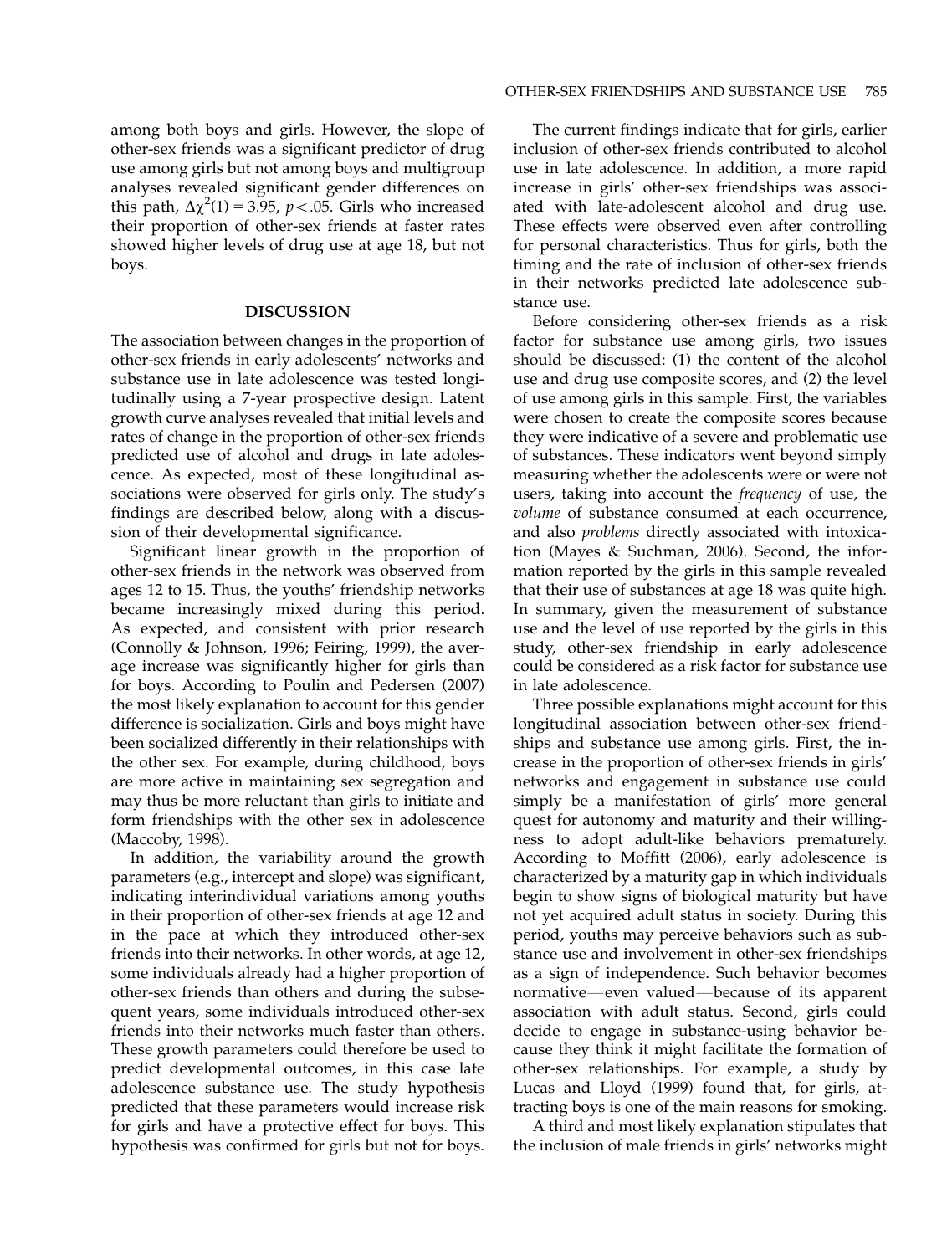among both boys and girls. However, the slope of other-sex friends was a significant predictor of drug use among girls but not among boys and multigroup analyses revealed significant gender differences on this path, $\Delta\chi^2(1) = 3.95$, $p < .05$. Girls who increased their proportion of other-sex friends at faster rates showed higher levels of drug use at age 18, but not boys.

## DISCUSSION

The association between changes in the proportion of other-sex friends in early adolescents' networks and substance use in late adolescence was tested longitudinally using a 7-year prospective design. Latent growth curve analyses revealed that initial levels and rates of change in the proportion of other-sex friends predicted use of alcohol and drugs in late adolescence. As expected, most of these longitudinal associations were observed for girls only. The study's findings are described below, along with a discussion of their developmental significance.

Significant linear growth in the proportion of other-sex friends in the network was observed from ages 12 to 15. Thus, the youths' friendship networks became increasingly mixed during this period. As expected, and consistent with prior research (Connolly & Johnson, 1996; Feiring, 1999), the average increase was significantly higher for girls than for boys. According to Poulin and Pedersen (2007) the most likely explanation to account for this gender difference is socialization. Girls and boys might have been socialized differently in their relationships with the other sex. For example, during childhood, boys are more active in maintaining sex segregation and may thus be more reluctant than girls to initiate and form friendships with the other sex in adolescence (Maccoby, 1998).

In addition, the variability around the growth parameters (e.g., intercept and slope) was significant, indicating interindividual variations among youths in their proportion of other-sex friends at age 12 and in the pace at which they introduced other-sex friends into their networks. In other words, at age 12, some individuals already had a higher proportion of other-sex friends than others and during the subsequent years, some individuals introduced other-sex friends into their networks much faster than others. These growth parameters could therefore be used to predict developmental outcomes, in this case late adolescence substance use. The study hypothesis predicted that these parameters would increase risk for girls and have a protective effect for boys. This hypothesis was confirmed for girls but not for boys.

The current findings indicate that for girls, earlier inclusion of other-sex friends contributed to alcohol use in late adolescence. In addition, a more rapid increase in girls' other-sex friendships was associated with late-adolescent alcohol and drug use. These effects were observed even after controlling for personal characteristics. Thus for girls, both the timing and the rate of inclusion of other-sex friends in their networks predicted late adolescence substance use.

Before considering other-sex friends as a risk factor for substance use among girls, two issues should be discussed: (1) the content of the alcohol use and drug use composite scores, and (2) the level of use among girls in this sample. First, the variables were chosen to create the composite scores because they were indicative of a severe and problematic use of substances. These indicators went beyond simply measuring whether the adolescents were or were not users, taking into account the *frequency* of use, the *volume* of substance consumed at each occurrence, and also *problems* directly associated with intoxication (Mayes & Suchman, 2006). Second, the information reported by the girls in this sample revealed that their use of substances at age 18 was quite high. In summary, given the measurement of substance use and the level of use reported by the girls in this study, other-sex friendship in early adolescence could be considered as a risk factor for substance use in late adolescence.

Three possible explanations might account for this longitudinal association between other-sex friendships and substance use among girls. First, the increase in the proportion of other-sex friends in girls' networks and engagement in substance use could simply be a manifestation of girls' more general quest for autonomy and maturity and their willingness to adopt adult-like behaviors prematurely. According to Moffitt (2006), early adolescence is characterized by a maturity gap in which individuals begin to show signs of biological maturity but have not yet acquired adult status in society. During this period, youths may perceive behaviors such as substance use and involvement in other-sex friendships as a sign of independence. Such behavior becomes normative—even valued—because of its apparent association with adult status. Second, girls could decide to engage in substance-using behavior because they think it might facilitate the formation of other-sex relationships. For example, a study by Lucas and Lloyd (1999) found that, for girls, attracting boys is one of the main reasons for smoking.

A third and most likely explanation stipulates that the inclusion of male friends in girls' networks might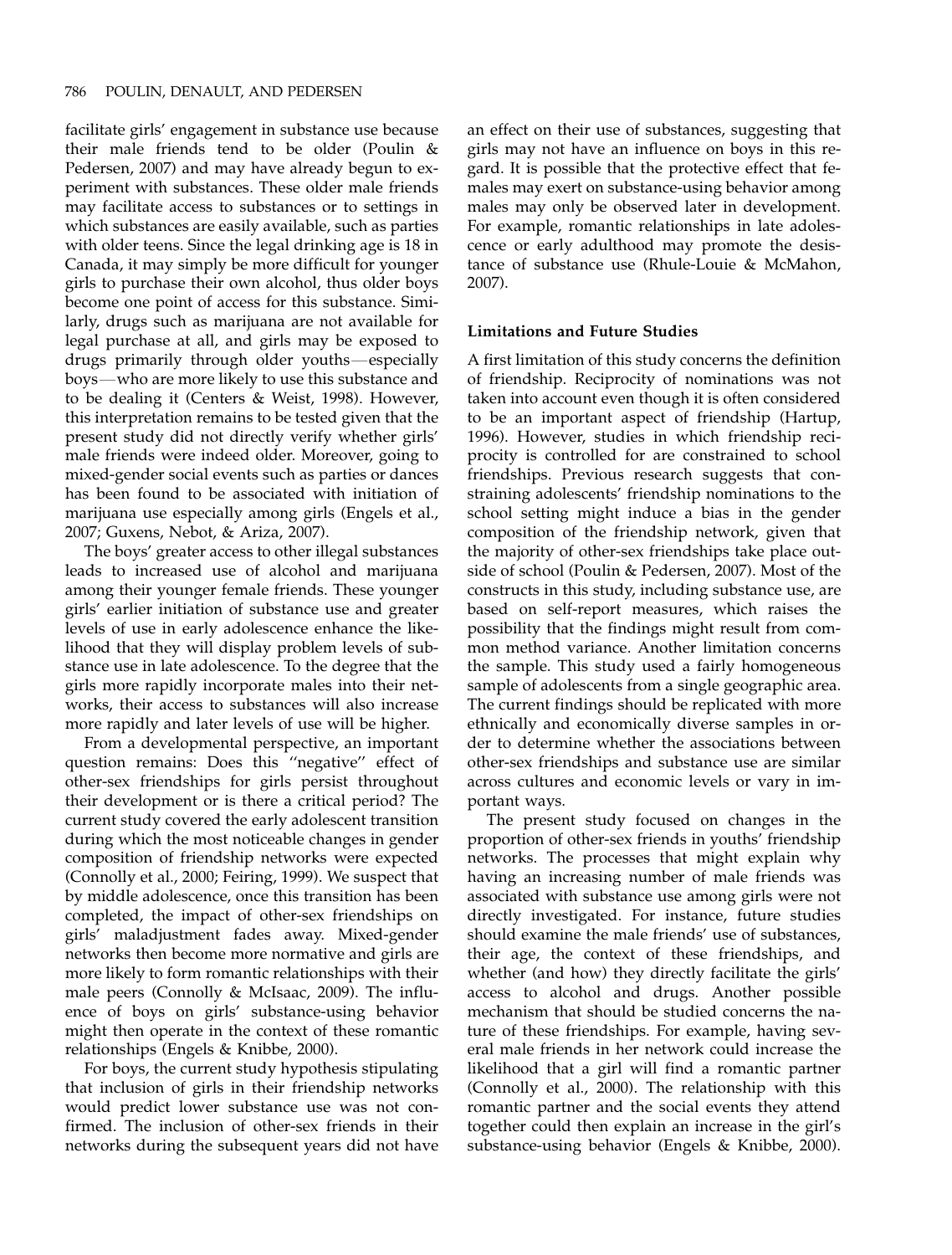facilitate girls' engagement in substance use because their male friends tend to be older (Poulin & Pedersen, 2007) and may have already begun to experiment with substances. These older male friends may facilitate access to substances or to settings in which substances are easily available, such as parties with older teens. Since the legal drinking age is 18 in Canada, it may simply be more difficult for younger girls to purchase their own alcohol, thus older boys become one point of access for this substance. Similarly, drugs such as marijuana are not available for legal purchase at all, and girls may be exposed to drugs primarily through older youths—especially boys—who are more likely to use this substance and to be dealing it (Centers & Weist, 1998). However, this interpretation remains to be tested given that the present study did not directly verify whether girls' male friends were indeed older. Moreover, going to mixed-gender social events such as parties or dances has been found to be associated with initiation of marijuana use especially among girls (Engels et al., 2007; Guxens, Nebot, & Ariza, 2007).

The boys' greater access to other illegal substances leads to increased use of alcohol and marijuana among their younger female friends. These younger girls' earlier initiation of substance use and greater levels of use in early adolescence enhance the likelihood that they will display problem levels of substance use in late adolescence. To the degree that the girls more rapidly incorporate males into their networks, their access to substances will also increase more rapidly and later levels of use will be higher.

From a developmental perspective, an important question remains: Does this "negative" effect of other-sex friendships for girls persist throughout their development or is there a critical period? The current study covered the early adolescent transition during which the most noticeable changes in gender composition of friendship networks were expected (Connolly et al., 2000; Feiring, 1999). We suspect that by middle adolescence, once this transition has been completed, the impact of other-sex friendships on girls' maladjustment fades away. Mixed-gender networks then become more normative and girls are more likely to form romantic relationships with their male peers (Connolly & McIsaac, 2009). The influence of boys on girls' substance-using behavior might then operate in the context of these romantic relationships (Engels & Knibbe, 2000).

For boys, the current study hypothesis stipulating that inclusion of girls in their friendship networks would predict lower substance use was not confirmed. The inclusion of other-sex friends in their networks during the subsequent years did not have an effect on their use of substances, suggesting that girls may not have an influence on boys in this regard. It is possible that the protective effect that females may exert on substance-using behavior among males may only be observed later in development. For example, romantic relationships in late adolescence or early adulthood may promote the desistance of substance use (Rhule-Louie & McMahon, 2007).

### Limitations and Future Studies

A first limitation of this study concerns the definition of friendship. Reciprocity of nominations was not taken into account even though it is often considered to be an important aspect of friendship (Hartup, 1996). However, studies in which friendship reciprocity is controlled for are constrained to school friendships. Previous research suggests that constraining adolescents' friendship nominations to the school setting might induce a bias in the gender composition of the friendship network, given that the majority of other-sex friendships take place outside of school (Poulin & Pedersen, 2007). Most of the constructs in this study, including substance use, are based on self-report measures, which raises the possibility that the findings might result from common method variance. Another limitation concerns the sample. This study used a fairly homogeneous sample of adolescents from a single geographic area. The current findings should be replicated with more ethnically and economically diverse samples in order to determine whether the associations between other-sex friendships and substance use are similar across cultures and economic levels or vary in important ways.

The present study focused on changes in the proportion of other-sex friends in youths' friendship networks. The processes that might explain why having an increasing number of male friends was associated with substance use among girls were not directly investigated. For instance, future studies should examine the male friends' use of substances, their age, the context of these friendships, and whether (and how) they directly facilitate the girls' access to alcohol and drugs. Another possible mechanism that should be studied concerns the nature of these friendships. For example, having several male friends in her network could increase the likelihood that a girl will find a romantic partner (Connolly et al., 2000). The relationship with this romantic partner and the social events they attend together could then explain an increase in the girl's substance-using behavior (Engels & Knibbe, 2000).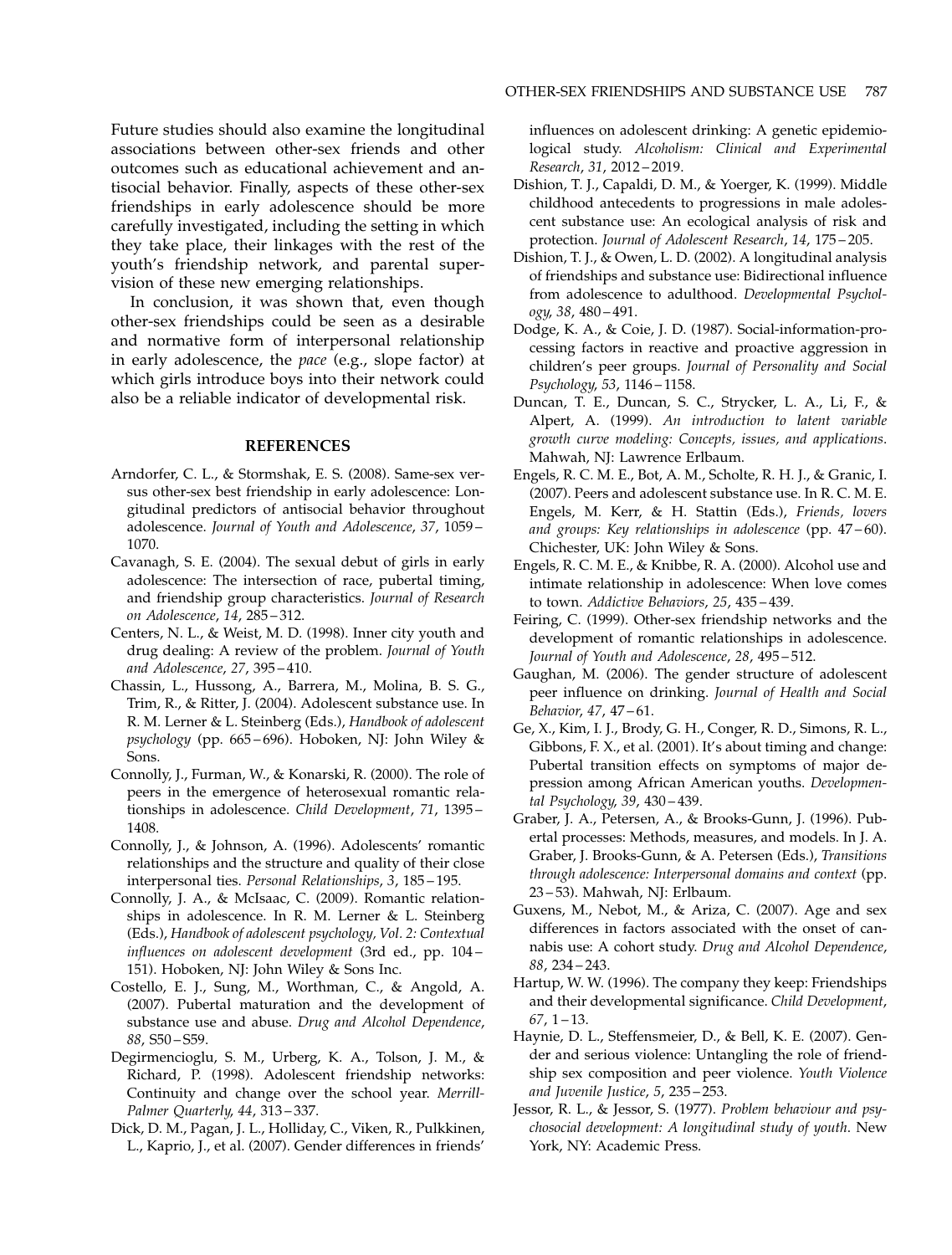Future studies should also examine the longitudinal associations between other-sex friends and other outcomes such as educational achievement and antisocial behavior. Finally, aspects of these other-sex friendships in early adolescence should be more carefully investigated, including the setting in which they take place, their linkages with the rest of the youth's friendship network, and parental supervision of these new emerging relationships.

In conclusion, it was shown that, even though other-sex friendships could be seen as a desirable and normative form of interpersonal relationship in early adolescence, the *pace* (e.g., slope factor) at which girls introduce boys into their network could also be a reliable indicator of developmental risk.

## REFERENCES

Arndorfer, C. L., & Stormshak, E. S. (2008). Same-sex versus other-sex best friendship in early adolescence: Longitudinal predictors of antisocial behavior throughout adolescence. *Journal of Youth and Adolescence*, *37*, 1059–1070.

Cavanagh, S. E. (2004). The sexual debut of girls in early adolescence: The intersection of race, pubertal timing, and friendship group characteristics. *Journal of Research on Adolescence*, *14*, 285–312.

Centers, N. L., & Weist, M. D. (1998). Inner city youth and drug dealing: A review of the problem. *Journal of Youth and Adolescence*, *27*, 395–410.

Chassin, L., Hussong, A., Barrera, M., Molina, B. S. G., Trim, R., & Ritter, J. (2004). Adolescent substance use. In R. M. Lerner & L. Steinberg (Eds.), *Handbook of adolescent psychology* (pp. 665–696). Hoboken, NJ: John Wiley & Sons.

Connolly, J., Furman, W., & Konarski, R. (2000). The role of peers in the emergence of heterosexual romantic relationships in adolescence. *Child Development*, *71*, 1395–1408.

Connolly, J., & Johnson, A. (1996). Adolescents' romantic relationships and the structure and quality of their close interpersonal ties. *Personal Relationships*, *3*, 185–195.

Connolly, J. A., & McIsaac, C. (2009). Romantic relationships in adolescence. In R. M. Lerner & L. Steinberg (Eds.), *Handbook of adolescent psychology, Vol. 2: Contextual influences on adolescent development* (3rd ed., pp. 104–151). Hoboken, NJ: John Wiley & Sons Inc.

Costello, E. J., Sung, M., Worthman, C., & Angold, A. (2007). Pubertal maturation and the development of substance use and abuse. *Drug and Alcohol Dependence*, *88*, S50–S59.

Degirmencioglu, S. M., Urberg, K. A., Tolson, J. M., & Richard, P. (1998). Adolescent friendship networks: Continuity and change over the school year. *Merrill-Palmer Quarterly*, *44*, 313–337.

Dick, D. M., Pagan, J. L., Holliday, C., Viken, R., Pulkkinen, L., Kaprio, J., et al. (2007). Gender differences in friends' influences on adolescent drinking: A genetic epidemiological study. *Alcoholism: Clinical and Experimental Research*, *31*, 2012–2019.

Dishion, T. J., Capaldi, D. M., & Yoerger, K. (1999). Middle childhood antecedents to progressions in male adolescent substance use: An ecological analysis of risk and protection. *Journal of Adolescent Research*, *14*, 175–205.

Dishion, T. J., & Owen, L. D. (2002). A longitudinal analysis of friendships and substance use: Bidirectional influence from adolescence to adulthood. *Developmental Psychology*, *38*, 480–491.

Dodge, K. A., & Coie, J. D. (1987). Social-information-processing factors in reactive and proactive aggression in children's peer groups. *Journal of Personality and Social Psychology*, *53*, 1146–1158.

Duncan, T. E., Duncan, S. C., Strycker, L. A., Li, F., & Alpert, A. (1999). *An introduction to latent variable growth curve modeling: Concepts, issues, and applications*. Mahwah, NJ: Lawrence Erlbaum.

Engels, R. C. M. E., Bot, A. M., Scholte, R. H. J., & Granic, I. (2007). Peers and adolescent substance use. In R. C. M. E. Engels, M. Kerr, & H. Stattin (Eds.), *Friends, lovers and groups: Key relationships in adolescence* (pp. 47–60). Chichester, UK: John Wiley & Sons.

Engels, R. C. M. E., & Knibbe, R. A. (2000). Alcohol use and intimate relationship in adolescence: When love comes to town. *Addictive Behaviors*, *25*, 435–439.

Feiring, C. (1999). Other-sex friendship networks and the development of romantic relationships in adolescence. *Journal of Youth and Adolescence*, *28*, 495–512.

Gaughan, M. (2006). The gender structure of adolescent peer influence on drinking. *Journal of Health and Social Behavior*, *47*, 47–61.

Ge, X., Kim, I. J., Brody, G. H., Conger, R. D., Simons, R. L., Gibbons, F. X., et al. (2001). It's about timing and change: Pubertal transition effects on symptoms of major depression among African American youths. *Developmental Psychology*, *39*, 430–439.

Graber, J. A., Petersen, A., & Brooks-Gunn, J. (1996). Pubertal processes: Methods, measures, and models. In J. A. Graber, J. Brooks-Gunn, & A. Petersen (Eds.), *Transitions through adolescence: Interpersonal domains and context* (pp. 23–53). Mahwah, NJ: Erlbaum.

Guxens, M., Nebot, M., & Ariza, C. (2007). Age and sex differences in factors associated with the onset of cannabis use: A cohort study. *Drug and Alcohol Dependence*, *88*, 234–243.

Hartup, W. W. (1996). The company they keep: Friendships and their developmental significance. *Child Development*, *67*, 1–13.

Haynie, D. L., Steffensmeier, D., & Bell, K. E. (2007). Gender and serious violence: Untangling the role of friendship sex composition and peer violence. *Youth Violence and Juvenile Justice*, *5*, 235–253.

Jessor, R. L., & Jessor, S. (1977). *Problem behaviour and psychosocial development: A longitudinal study of youth*. New York, NY: Academic Press.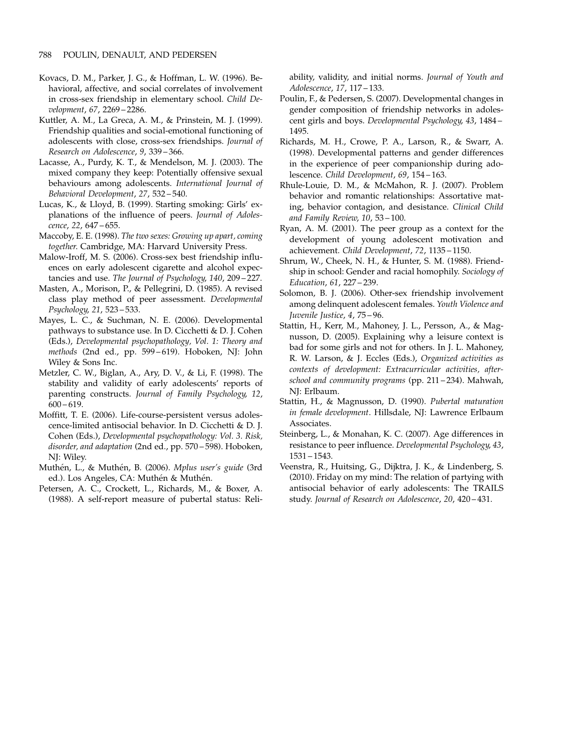Kovacs, D. M., Parker, J. G., & Hoffman, L. W. (1996). Behavioral, affective, and social correlates of involvement in cross-sex friendship in elementary school. *Child Development*, *67*, 2269 – 2286.

Kuttler, A. M., La Greca, A. M., & Prinstein, M. J. (1999). Friendship qualities and social-emotional functioning of adolescents with close, cross-sex friendships. *Journal of Research on Adolescence*, *9*, 339 – 366.

Lacasse, A., Purdy, K. T., & Mendelson, M. J. (2003). The mixed company they keep: Potentially offensive sexual behaviours among adolescents. *International Journal of Behavioral Development*, *27*, 532 – 540.

Lucas, K., & Lloyd, B. (1999). Starting smoking: Girls' explanations of the influence of peers. *Journal of Adolescence*, *22*, 647 – 655.

Maccoby, E. E. (1998). *The two sexes: Growing up apart, coming together*. Cambridge, MA: Harvard University Press.

Malow-Iroff, M. S. (2006). Cross-sex best friendship influences on early adolescent cigarette and alcohol expectancies and use. *The Journal of Psychology*, *140*, 209 – 227.

Masten, A., Morison, P., & Pellegrini, D. (1985). A revised class play method of peer assessment. *Developmental Psychology*, *21*, 523 – 533.

Mayes, L. C., & Suchman, N. E. (2006). Developmental pathways to substance use. In D. Cicchetti & D. J. Cohen (Eds.), *Developmental psychopathology, Vol. 1: Theory and methods* (2nd ed., pp. 599 – 619). Hoboken, NJ: John Wiley & Sons Inc.

Metzler, C. W., Biglan, A., Ary, D. V., & Li, F. (1998). The stability and validity of early adolescents' reports of parenting constructs. *Journal of Family Psychology*, *12*, 600 – 619.

Moffitt, T. E. (2006). Life-course-persistent versus adolescence-limited antisocial behavior. In D. Cicchetti & D. J. Cohen (Eds.), *Developmental psychopathology: Vol. 3. Risk, disorder, and adaptation* (2nd ed., pp. 570 – 598). Hoboken, NJ: Wiley.

Muthén, L., & Muthén, B. (2006). *Mplus user's guide* (3rd ed.). Los Angeles, CA: Muthén & Muthén.

Petersen, A. C., Crockett, L., Richards, M., & Boxer, A. (1988). A self-report measure of pubertal status: Reliability, validity, and initial norms. *Journal of Youth and Adolescence*, *17*, 117 – 133.

Poulin, F., & Pedersen, S. (2007). Developmental changes in gender composition of friendship networks in adolescent girls and boys. *Developmental Psychology*, *43*, 1484 – 1495.

Richards, M. H., Crowe, P. A., Larson, R., & Swarr, A. (1998). Developmental patterns and gender differences in the experience of peer companionship during adolescence. *Child Development*, *69*, 154 – 163.

Rhule-Louie, D. M., & McMahon, R. J. (2007). Problem behavior and romantic relationships: Assortative mating, behavior contagion, and desistance. *Clinical Child and Family Review*, *10*, 53 – 100.

Ryan, A. M. (2001). The peer group as a context for the development of young adolescent motivation and achievement. *Child Development*, *72*, 1135 – 1150.

Shrum, W., Cheek, N. H., & Hunter, S. M. (1988). Friendship in school: Gender and racial homophily. *Sociology of Education*, *61*, 227 – 239.

Solomon, B. J. (2006). Other-sex friendship involvement among delinquent adolescent females. *Youth Violence and Juvenile Justice*, *4*, 75 – 96.

Stattin, H., Kerr, M., Mahoney, J. L., Persson, A., & Magnusson, D. (2005). Explaining why a leisure context is bad for some girls and not for others. In J. L. Mahoney, R. W. Larson, & J. Eccles (Eds.), *Organized activities as contexts of development: Extracurricular activities, after-school and community programs* (pp. 211 – 234). Mahwah, NJ: Erlbaum.

Stattin, H., & Magnusson, D. (1990). *Pubertal maturation in female development*. Hillsdale, NJ: Lawrence Erlbaum Associates.

Steinberg, L., & Monahan, K. C. (2007). Age differences in resistance to peer influence. *Developmental Psychology*, *43*, 1531 – 1543.

Veenstra, R., Huitsing, G., Dijktra, J. K., & Lindenberg, S. (2010). Friday on my mind: The relation of partying with antisocial behavior of early adolescents: The TRAILS study. *Journal of Research on Adolescence*, *20*, 420 – 431.